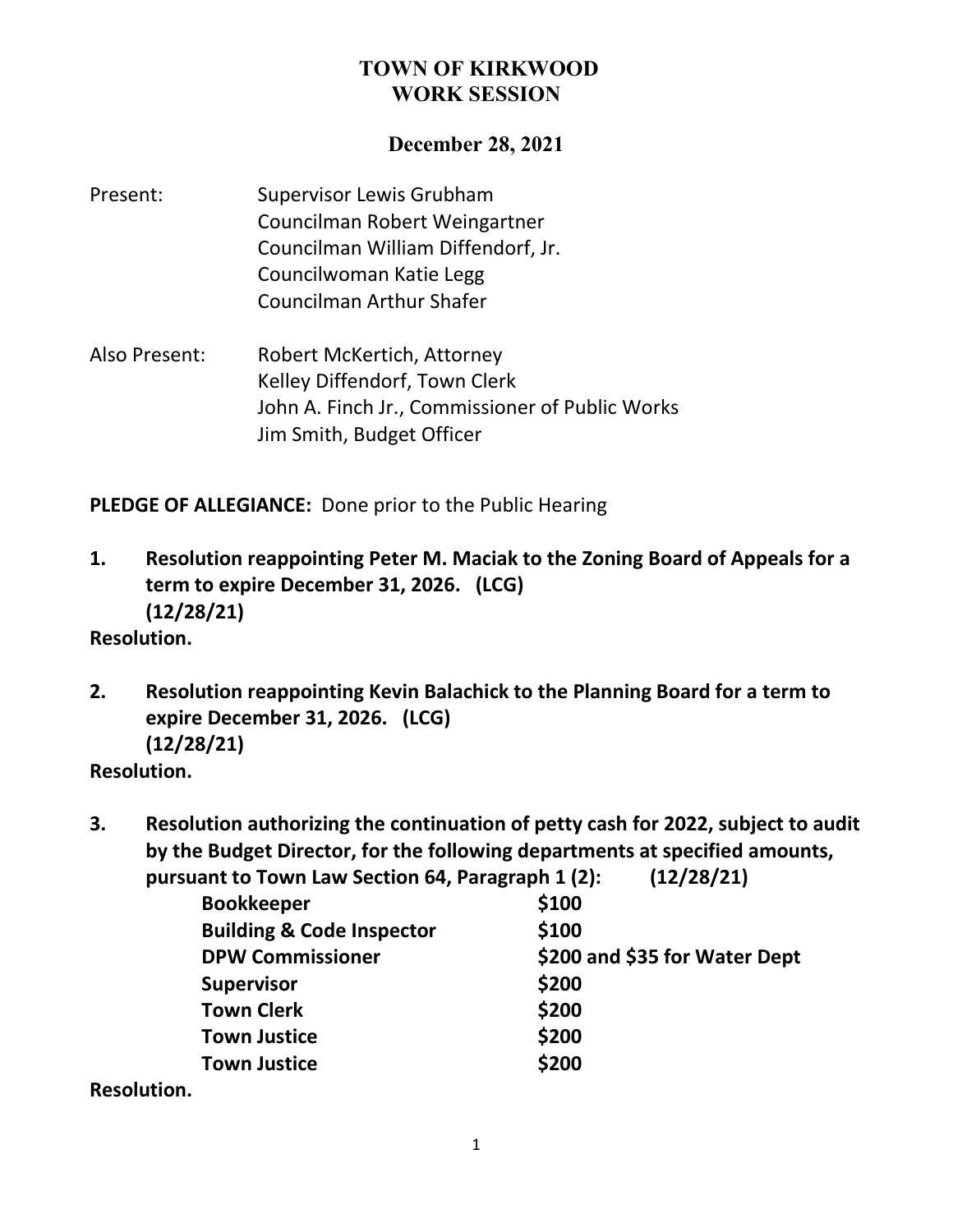# TOWN OF KIRKWOOD
# WORK SESSION

## December 28, 2021

Present: Supervisor Lewis Grubham
Councilman Robert Weingartner
Councilman William Diffendorf, Jr.
Councilwoman Katie Legg
Councilman Arthur Shafer

Also Present: Robert McKertich, Attorney
Kelley Diffendorf, Town Clerk
John A. Finch Jr., Commissioner of Public Works
Jim Smith, Budget Officer

**PLEDGE OF ALLEGIANCE:** Done prior to the Public Hearing

**1. Resolution reappointing Peter M. Maciak to the Zoning Board of Appeals for a term to expire December 31, 2026. (LCG) (12/28/21)**

**Resolution.**

**2. Resolution reappointing Kevin Balachick to the Planning Board for a term to expire December 31, 2026. (LCG) (12/28/21)**

**Resolution.**

**3. Resolution authorizing the continuation of petty cash for 2022, subject to audit by the Budget Director, for the following departments at specified amounts, pursuant to Town Law Section 64, Paragraph 1 (2): (12/28/21)**

| | |
|---|---|
| **Bookkeeper** | **$100** |
| **Building & Code Inspector** | **$100** |
| **DPW Commissioner** | **$200 and $35 for Water Dept** |
| **Supervisor** | **$200** |
| **Town Clerk** | **$200** |
| **Town Justice** | **$200** |
| **Town Justice** | **$200** |

**Resolution.**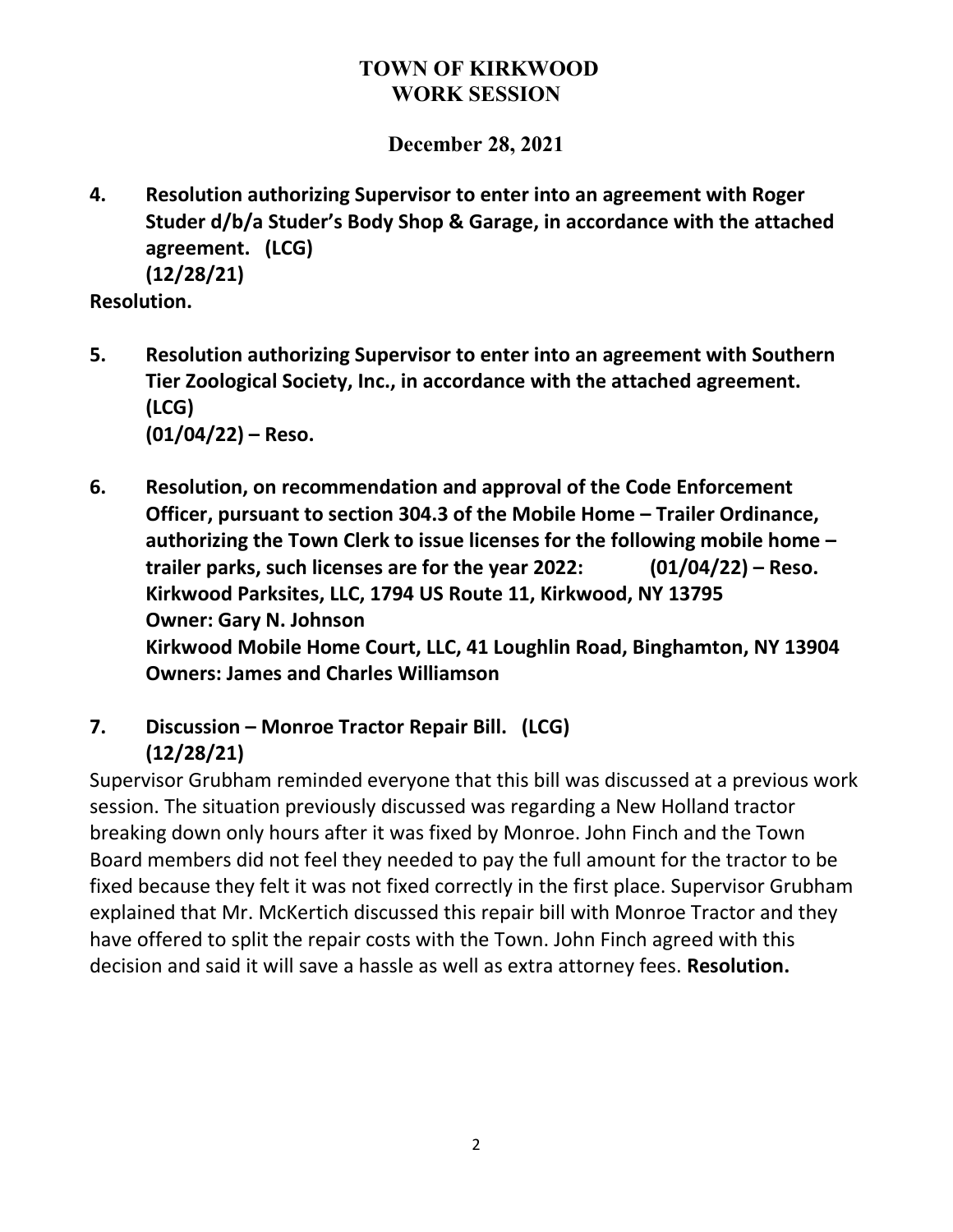# TOWN OF KIRKWOOD
## WORK SESSION

### December 28, 2021

**4. Resolution authorizing Supervisor to enter into an agreement with Roger Studer d/b/a Studer's Body Shop & Garage, in accordance with the attached agreement. (LCG)**
**(12/28/21)**

**Resolution.**

**5. Resolution authorizing Supervisor to enter into an agreement with Southern Tier Zoological Society, Inc., in accordance with the attached agreement. (LCG)**
**(01/04/22) – Reso.**

**6. Resolution, on recommendation and approval of the Code Enforcement Officer, pursuant to section 304.3 of the Mobile Home – Trailer Ordinance, authorizing the Town Clerk to issue licenses for the following mobile home – trailer parks, such licenses are for the year 2022: (01/04/22) – Reso.**
**Kirkwood Parksites, LLC, 1794 US Route 11, Kirkwood, NY 13795**
**Owner: Gary N. Johnson**
**Kirkwood Mobile Home Court, LLC, 41 Loughlin Road, Binghamton, NY 13904**
**Owners: James and Charles Williamson**

**7. Discussion – Monroe Tractor Repair Bill. (LCG)**
**(12/28/21)**

Supervisor Grubham reminded everyone that this bill was discussed at a previous work session. The situation previously discussed was regarding a New Holland tractor breaking down only hours after it was fixed by Monroe. John Finch and the Town Board members did not feel they needed to pay the full amount for the tractor to be fixed because they felt it was not fixed correctly in the first place. Supervisor Grubham explained that Mr. McKertich discussed this repair bill with Monroe Tractor and they have offered to split the repair costs with the Town. John Finch agreed with this decision and said it will save a hassle as well as extra attorney fees. **Resolution.**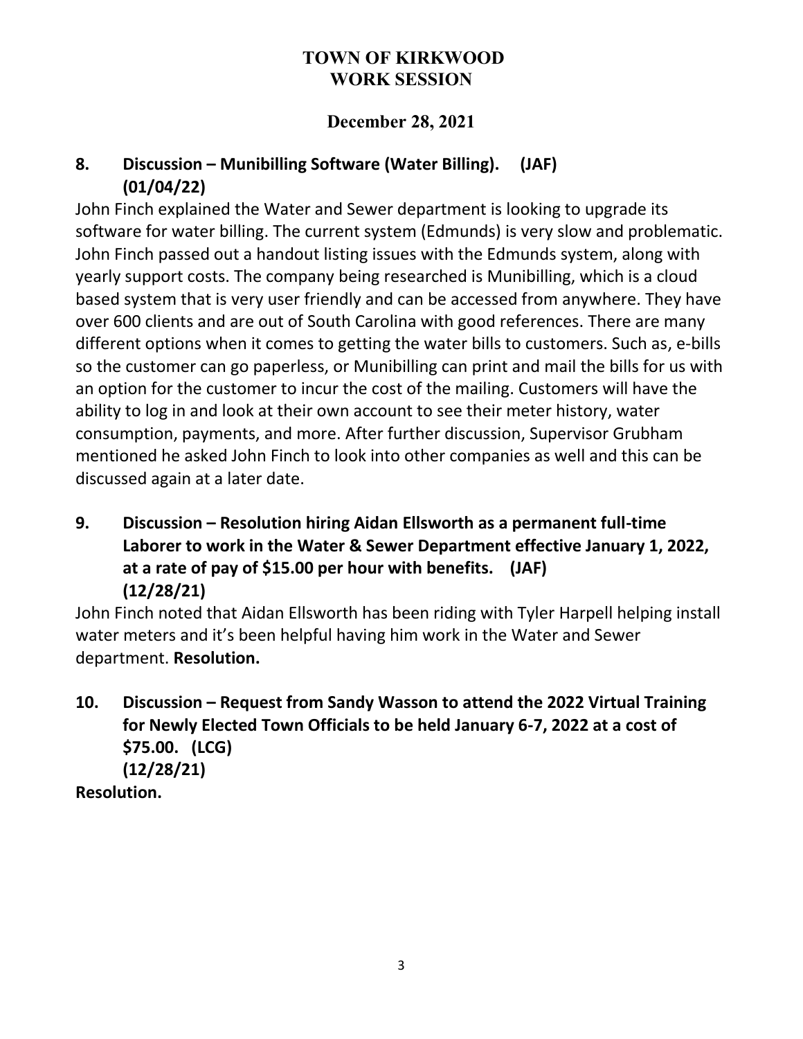# TOWN OF KIRKWOOD
# WORK SESSION

## December 28, 2021

### 8. Discussion – Munibilling Software (Water Billing). (JAF) (01/04/22)

John Finch explained the Water and Sewer department is looking to upgrade its software for water billing. The current system (Edmunds) is very slow and problematic. John Finch passed out a handout listing issues with the Edmunds system, along with yearly support costs. The company being researched is Munibilling, which is a cloud based system that is very user friendly and can be accessed from anywhere. They have over 600 clients and are out of South Carolina with good references. There are many different options when it comes to getting the water bills to customers. Such as, e-bills so the customer can go paperless, or Munibilling can print and mail the bills for us with an option for the customer to incur the cost of the mailing. Customers will have the ability to log in and look at their own account to see their meter history, water consumption, payments, and more. After further discussion, Supervisor Grubham mentioned he asked John Finch to look into other companies as well and this can be discussed again at a later date.

### 9. Discussion – Resolution hiring Aidan Ellsworth as a permanent full-time Laborer to work in the Water & Sewer Department effective January 1, 2022, at a rate of pay of $15.00 per hour with benefits. (JAF) (12/28/21)

John Finch noted that Aidan Ellsworth has been riding with Tyler Harpell helping install water meters and it's been helpful having him work in the Water and Sewer department. **Resolution.**

### 10. Discussion – Request from Sandy Wasson to attend the 2022 Virtual Training for Newly Elected Town Officials to be held January 6-7, 2022 at a cost of $75.00. (LCG) (12/28/21)

**Resolution.**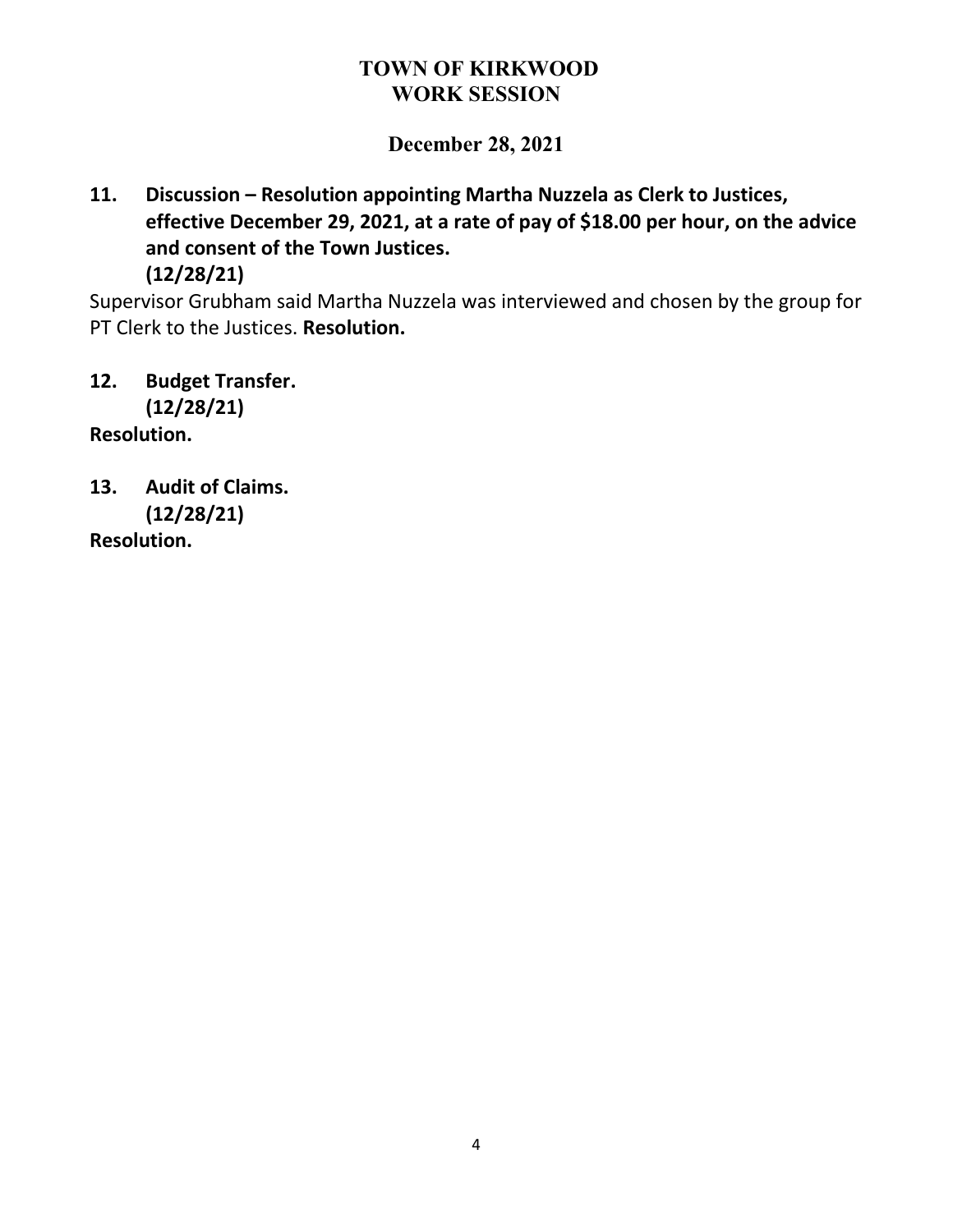# TOWN OF KIRKWOOD
## WORK SESSION

### December 28, 2021

**11. Discussion – Resolution appointing Martha Nuzzela as Clerk to Justices, effective December 29, 2021, at a rate of pay of $18.00 per hour, on the advice and consent of the Town Justices.
(12/28/21)**

Supervisor Grubham said Martha Nuzzela was interviewed and chosen by the group for PT Clerk to the Justices. **Resolution.**

**12. Budget Transfer.
(12/28/21)**

**Resolution.**

**13. Audit of Claims.
(12/28/21)**

**Resolution.**